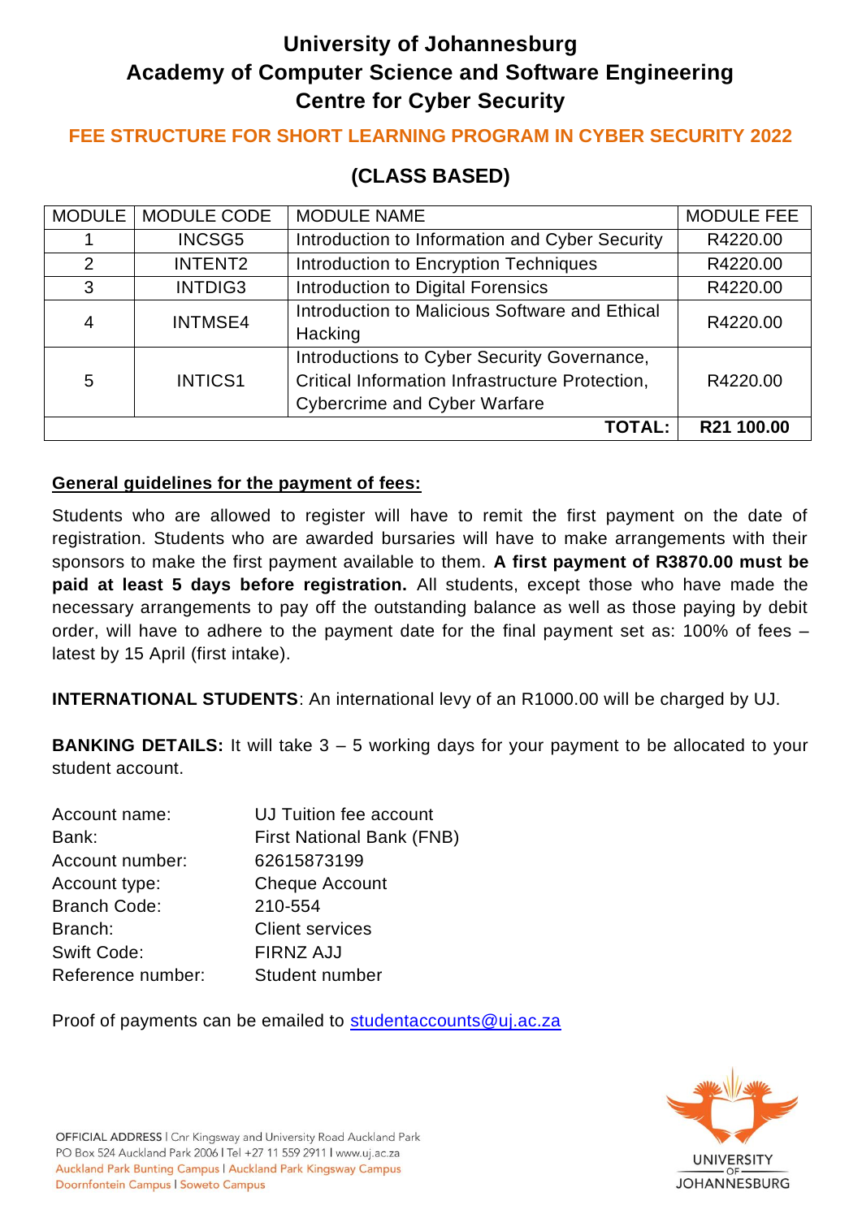# University of Johannesburg
# Academy of Computer Science and Software Engineering
# Centre for Cyber Security

## FEE STRUCTURE FOR SHORT LEARNING PROGRAM IN CYBER SECURITY 2022

## (CLASS BASED)

| MODULE | MODULE CODE | MODULE NAME | MODULE FEE |
|---|---|---|---|
| 1 | INCSG5 | Introduction to Information and Cyber Security | R4220.00 |
| 2 | INTENT2 | Introduction to Encryption Techniques | R4220.00 |
| 3 | INTDIG3 | Introduction to Digital Forensics | R4220.00 |
| 4 | INTMSE4 | Introduction to Malicious Software and Ethical Hacking | R4220.00 |
| 5 | INTICS1 | Introductions to Cyber Security Governance, Critical Information Infrastructure Protection, Cybercrime and Cyber Warfare | R4220.00 |
| | | **TOTAL:** | **R21 100.00** |

**General guidelines for the payment of fees:**

Students who are allowed to register will have to remit the first payment on the date of registration. Students who are awarded bursaries will have to make arrangements with their sponsors to make the first payment available to them. **A first payment of R3870.00 must be paid at least 5 days before registration.** All students, except those who have made the necessary arrangements to pay off the outstanding balance as well as those paying by debit order, will have to adhere to the payment date for the final payment set as: 100% of fees – latest by 15 April (first intake).

**INTERNATIONAL STUDENTS**: An international levy of an R1000.00 will be charged by UJ.

**BANKING DETAILS:** It will take 3 – 5 working days for your payment to be allocated to your student account.

| | |
|---|---|
| Account name: | UJ Tuition fee account |
| Bank: | First National Bank (FNB) |
| Account number: | 62615873199 |
| Account type: | Cheque Account |
| Branch Code: | 210-554 |
| Branch: | Client services |
| Swift Code: | FIRNZ AJJ |
| Reference number: | Student number |

Proof of payments can be emailed to studentaccounts@uj.ac.za

OFFICIAL ADDRESS | Cnr Kingsway and University Road Auckland Park
PO Box 524 Auckland Park 2006 | Tel +27 11 559 2911 | www.uj.ac.za
Auckland Park Bunting Campus | Auckland Park Kingsway Campus
Doornfontein Campus | Soweto Campus

UNIVERSITY OF JOHANNESBURG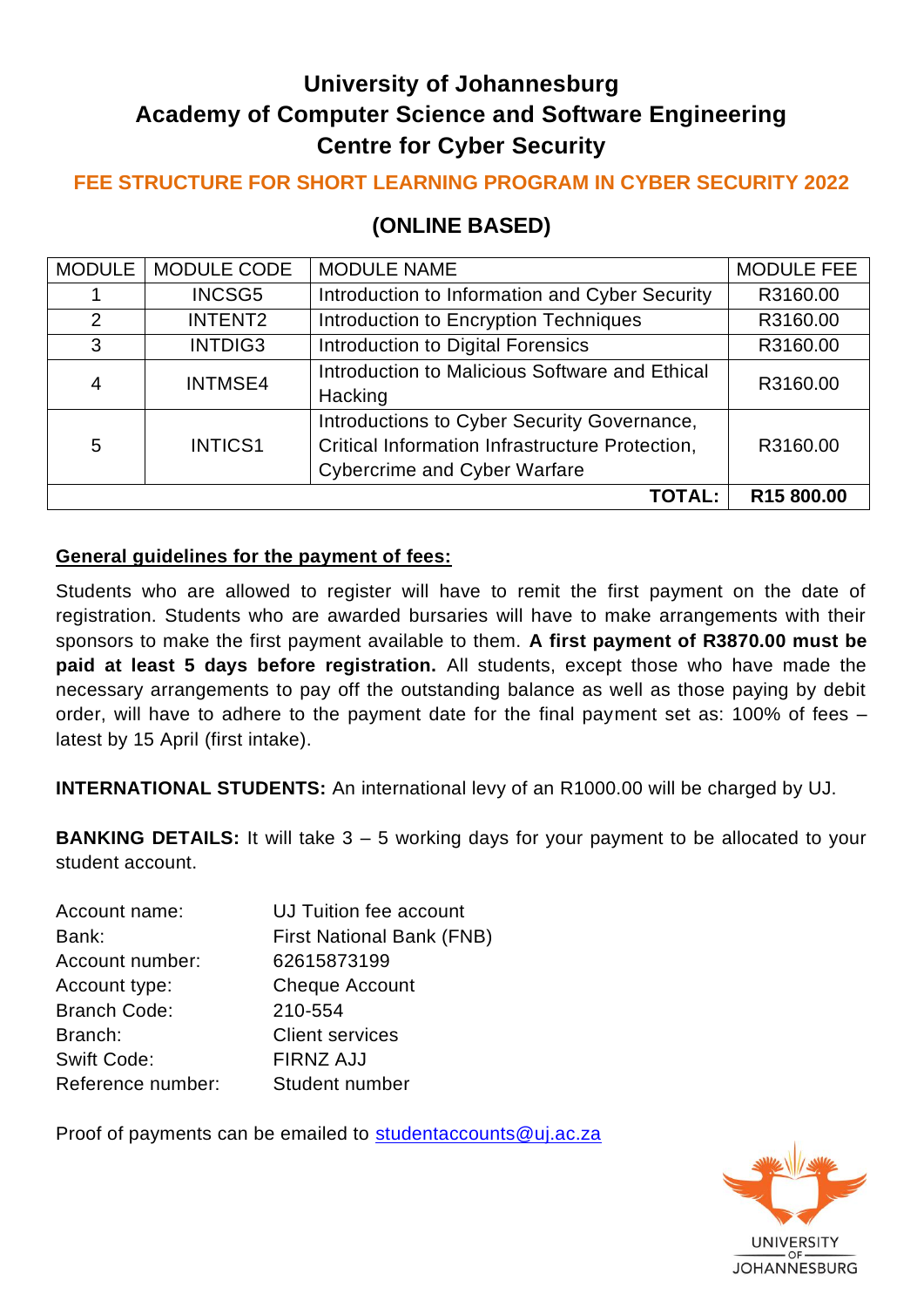# University of Johannesburg
# Academy of Computer Science and Software Engineering
# Centre for Cyber Security

## FEE STRUCTURE FOR SHORT LEARNING PROGRAM IN CYBER SECURITY 2022

## (ONLINE BASED)

| MODULE | MODULE CODE | MODULE NAME | MODULE FEE |
|---|---|---|---|
| 1 | INCSG5 | Introduction to Information and Cyber Security | R3160.00 |
| 2 | INTENT2 | Introduction to Encryption Techniques | R3160.00 |
| 3 | INTDIG3 | Introduction to Digital Forensics | R3160.00 |
| 4 | INTMSE4 | Introduction to Malicious Software and Ethical Hacking | R3160.00 |
| 5 | INTICS1 | Introductions to Cyber Security Governance, Critical Information Infrastructure Protection, Cybercrime and Cyber Warfare | R3160.00 |
| | | **TOTAL:** | **R15 800.00** |

**General guidelines for the payment of fees:**

Students who are allowed to register will have to remit the first payment on the date of registration. Students who are awarded bursaries will have to make arrangements with their sponsors to make the first payment available to them. **A first payment of R3870.00 must be paid at least 5 days before registration.** All students, except those who have made the necessary arrangements to pay off the outstanding balance as well as those paying by debit order, will have to adhere to the payment date for the final payment set as: 100% of fees – latest by 15 April (first intake).

**INTERNATIONAL STUDENTS:** An international levy of an R1000.00 will be charged by UJ.

**BANKING DETAILS:** It will take 3 – 5 working days for your payment to be allocated to your student account.

| | |
|---|---|
| Account name: | UJ Tuition fee account |
| Bank: | First National Bank (FNB) |
| Account number: | 62615873199 |
| Account type: | Cheque Account |
| Branch Code: | 210-554 |
| Branch: | Client services |
| Swift Code: | FIRNZ AJJ |
| Reference number: | Student number |

Proof of payments can be emailed to studentaccounts@uj.ac.za

UNIVERSITY OF JOHANNESBURG